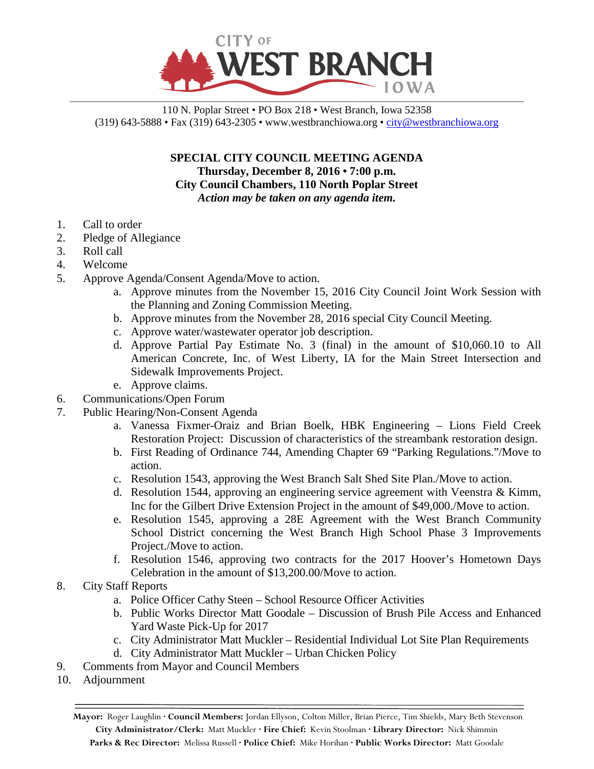# CITY OF WEST BRANCH IOWA

110 N. Poplar Street • PO Box 218 • West Branch, Iowa 52358
(319) 643-5888 • Fax (319) 643-2305 • www.westbranchiowa.org • city@westbranchiowa.org

**SPECIAL CITY COUNCIL MEETING AGENDA**
**Thursday, December 8, 2016 • 7:00 p.m.**
**City Council Chambers, 110 North Poplar Street**
***Action may be taken on any agenda item.***

1. Call to order
2. Pledge of Allegiance
3. Roll call
4. Welcome
5. Approve Agenda/Consent Agenda/Move to action.
   a. Approve minutes from the November 15, 2016 City Council Joint Work Session with the Planning and Zoning Commission Meeting.
   b. Approve minutes from the November 28, 2016 special City Council Meeting.
   c. Approve water/wastewater operator job description.
   d. Approve Partial Pay Estimate No. 3 (final) in the amount of $10,060.10 to All American Concrete, Inc. of West Liberty, IA for the Main Street Intersection and Sidewalk Improvements Project.
   e. Approve claims.
6. Communications/Open Forum
7. Public Hearing/Non-Consent Agenda
   a. Vanessa Fixmer-Oraiz and Brian Boelk, HBK Engineering – Lions Field Creek Restoration Project: Discussion of characteristics of the streambank restoration design.
   b. First Reading of Ordinance 744, Amending Chapter 69 "Parking Regulations."/Move to action.
   c. Resolution 1543, approving the West Branch Salt Shed Site Plan./Move to action.
   d. Resolution 1544, approving an engineering service agreement with Veenstra & Kimm, Inc for the Gilbert Drive Extension Project in the amount of $49,000./Move to action.
   e. Resolution 1545, approving a 28E Agreement with the West Branch Community School District concerning the West Branch High School Phase 3 Improvements Project./Move to action.
   f. Resolution 1546, approving two contracts for the 2017 Hoover's Hometown Days Celebration in the amount of $13,200.00/Move to action.
8. City Staff Reports
   a. Police Officer Cathy Steen – School Resource Officer Activities
   b. Public Works Director Matt Goodale – Discussion of Brush Pile Access and Enhanced Yard Waste Pick-Up for 2017
   c. City Administrator Matt Muckler – Residential Individual Lot Site Plan Requirements
   d. City Administrator Matt Muckler – Urban Chicken Policy
9. Comments from Mayor and Council Members
10. Adjournment

---

**Mayor:** Roger Laughlin · **Council Members:** Jordan Ellyson, Colton Miller, Brian Pierce, Tim Shields, Mary Beth Stevenson
**City Administrator/Clerk:** Matt Muckler · **Fire Chief:** Kevin Stoolman · **Library Director:** Nick Shimmin
**Parks & Rec Director:** Melissa Russell · **Police Chief:** Mike Horihan · **Public Works Director:** Matt Goodale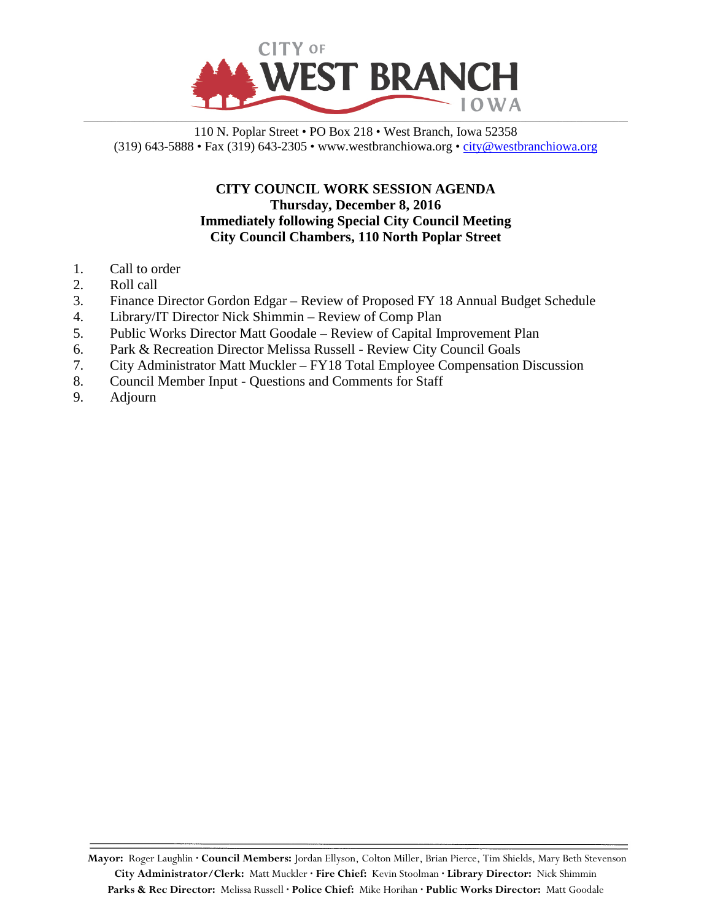CITY OF WEST BRANCH IOWA

110 N. Poplar Street • PO Box 218 • West Branch, Iowa 52358
(319) 643-5888 • Fax (319) 643-2305 • www.westbranchiowa.org • city@westbranchiowa.org

**CITY COUNCIL WORK SESSION AGENDA**
**Thursday, December 8, 2016**
**Immediately following Special City Council Meeting**
**City Council Chambers, 110 North Poplar Street**

1. Call to order
2. Roll call
3. Finance Director Gordon Edgar – Review of Proposed FY 18 Annual Budget Schedule
4. Library/IT Director Nick Shimmin – Review of Comp Plan
5. Public Works Director Matt Goodale – Review of Capital Improvement Plan
6. Park & Recreation Director Melissa Russell - Review City Council Goals
7. City Administrator Matt Muckler – FY18 Total Employee Compensation Discussion
8. Council Member Input - Questions and Comments for Staff
9. Adjourn

**Mayor:** Roger Laughlin · **Council Members:** Jordan Ellyson, Colton Miller, Brian Pierce, Tim Shields, Mary Beth Stevenson
**City Administrator/Clerk:** Matt Muckler · **Fire Chief:** Kevin Stoolman · **Library Director:** Nick Shimmin
**Parks & Rec Director:** Melissa Russell · **Police Chief:** Mike Horihan · **Public Works Director:** Matt Goodale